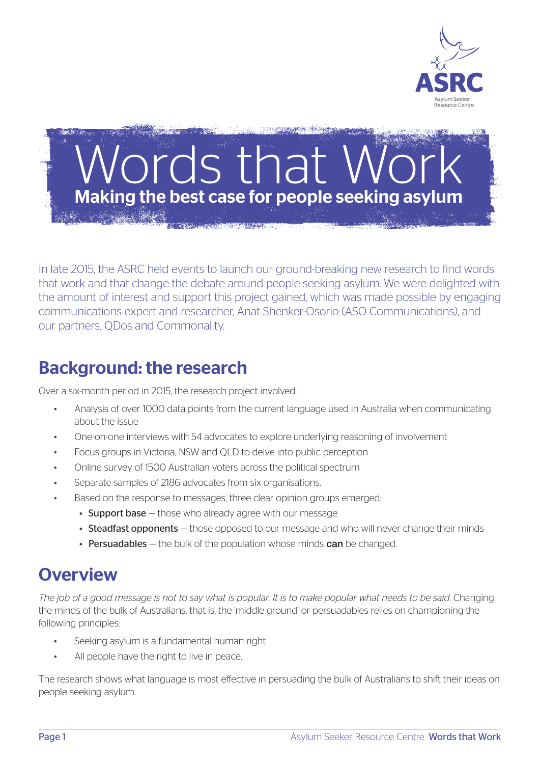# Words that Work

## Making the best case for people seeking asylum

In late 2015, the ASRC held events to launch our ground-breaking new research to find words that work and that change the debate around people seeking asylum. We were delighted with the amount of interest and support this project gained, which was made possible by engaging communications expert and researcher, Anat Shenker-Osorio (ASO Communications), and our partners, QDos and Commonality.

## Background: the research

Over a six-month period in 2015, the research project involved:

- Analysis of over 1000 data points from the current language used in Australia when communicating about the issue
- One-on-one interviews with 54 advocates to explore underlying reasoning of involvement
- Focus groups in Victoria, NSW and QLD to delve into public perception
- Online survey of 1500 Australian voters across the political spectrum
- Separate samples of 2186 advocates from six organisations.
- Based on the response to messages, three clear opinion groups emerged:
  - **Support base** – those who already agree with our message
  - **Steadfast opponents** – those opposed to our message and who will never change their minds
  - **Persuadables** – the bulk of the population whose minds **can** be changed.

## Overview

*The job of a good message is not to say what is popular. It is to make popular what needs to be said.* Changing the minds of the bulk of Australians, that is, the 'middle ground' or persuadables relies on championing the following principles:

- Seeking asylum is a fundamental human right
- All people have the right to live in peace.

The research shows what language is most effective in persuading the bulk of Australians to shift their ideas on people seeking asylum.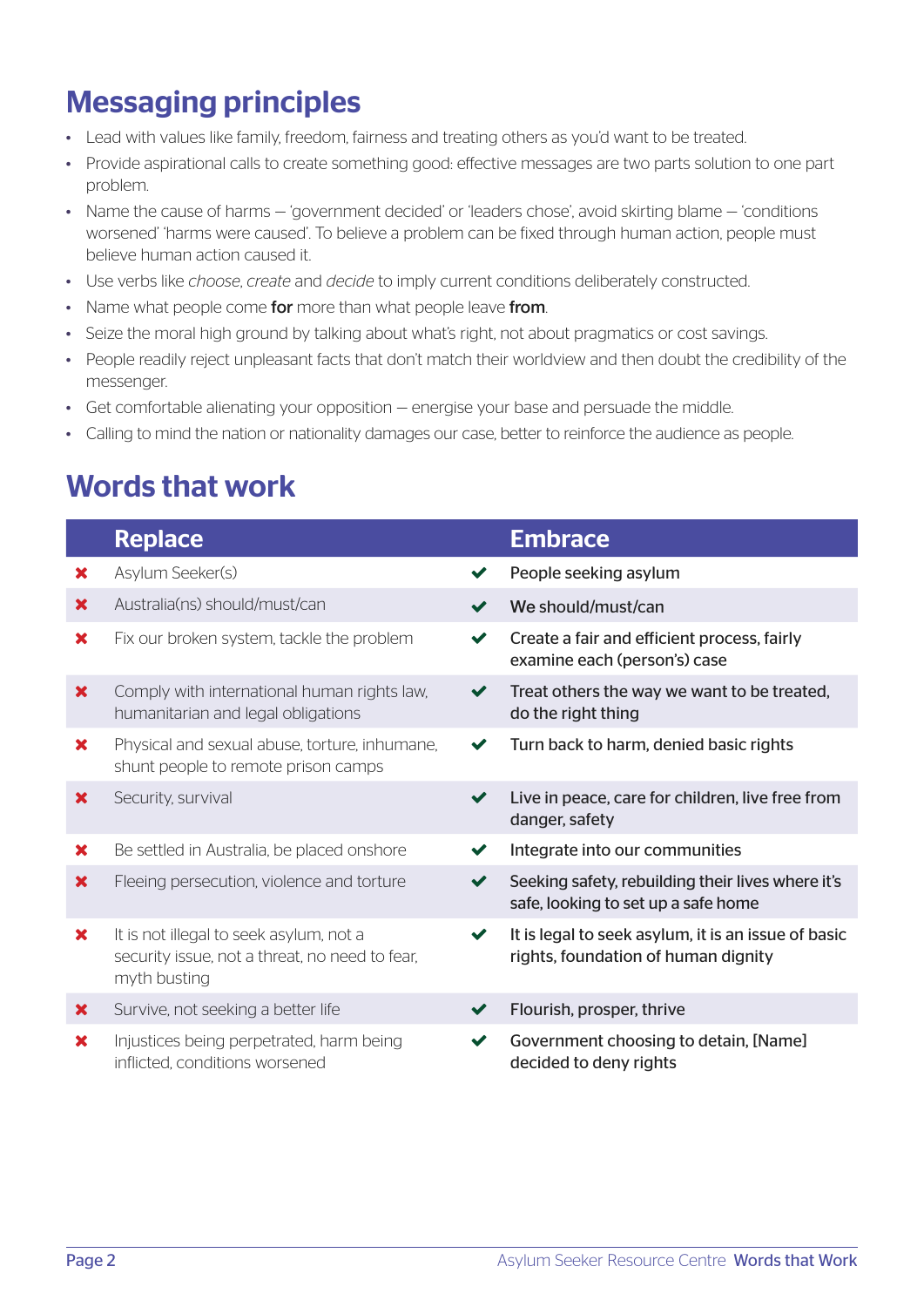## Messaging principles

- Lead with values like family, freedom, fairness and treating others as you'd want to be treated.
- Provide aspirational calls to create something good: effective messages are two parts solution to one part problem.
- Name the cause of harms – 'government decided' or 'leaders chose', avoid skirting blame – 'conditions worsened' 'harms were caused'. To believe a problem can be fixed through human action, people must believe human action caused it.
- Use verbs like *choose*, *create* and *decide* to imply current conditions deliberately constructed.
- Name what people come **for** more than what people leave **from**.
- Seize the moral high ground by talking about what's right, not about pragmatics or cost savings.
- People readily reject unpleasant facts that don't match their worldview and then doubt the credibility of the messenger.
- Get comfortable alienating your opposition – energise your base and persuade the middle.
- Calling to mind the nation or nationality damages our case, better to reinforce the audience as people.

## Words that work

| | Replace | | Embrace |
|---|---|---|---|
| ✖ | Asylum Seeker(s) | ✔ | People seeking asylum |
| ✖ | Australia(ns) should/must/can | ✔ | We should/must/can |
| ✖ | Fix our broken system, tackle the problem | ✔ | Create a fair and efficient process, fairly examine each (person's) case |
| ✖ | Comply with international human rights law, humanitarian and legal obligations | ✔ | Treat others the way we want to be treated, do the right thing |
| ✖ | Physical and sexual abuse, torture, inhumane, shunt people to remote prison camps | ✔ | Turn back to harm, denied basic rights |
| ✖ | Security, survival | ✔ | Live in peace, care for children, live free from danger, safety |
| ✖ | Be settled in Australia, be placed onshore | ✔ | Integrate into our communities |
| ✖ | Fleeing persecution, violence and torture | ✔ | Seeking safety, rebuilding their lives where it's safe, looking to set up a safe home |
| ✖ | It is not illegal to seek asylum, not a security issue, not a threat, no need to fear, myth busting | ✔ | It is legal to seek asylum, it is an issue of basic rights, foundation of human dignity |
| ✖ | Survive, not seeking a better life | ✔ | Flourish, prosper, thrive |
| ✖ | Injustices being perpetrated, harm being inflicted, conditions worsened | ✔ | Government choosing to detain, [Name] decided to deny rights |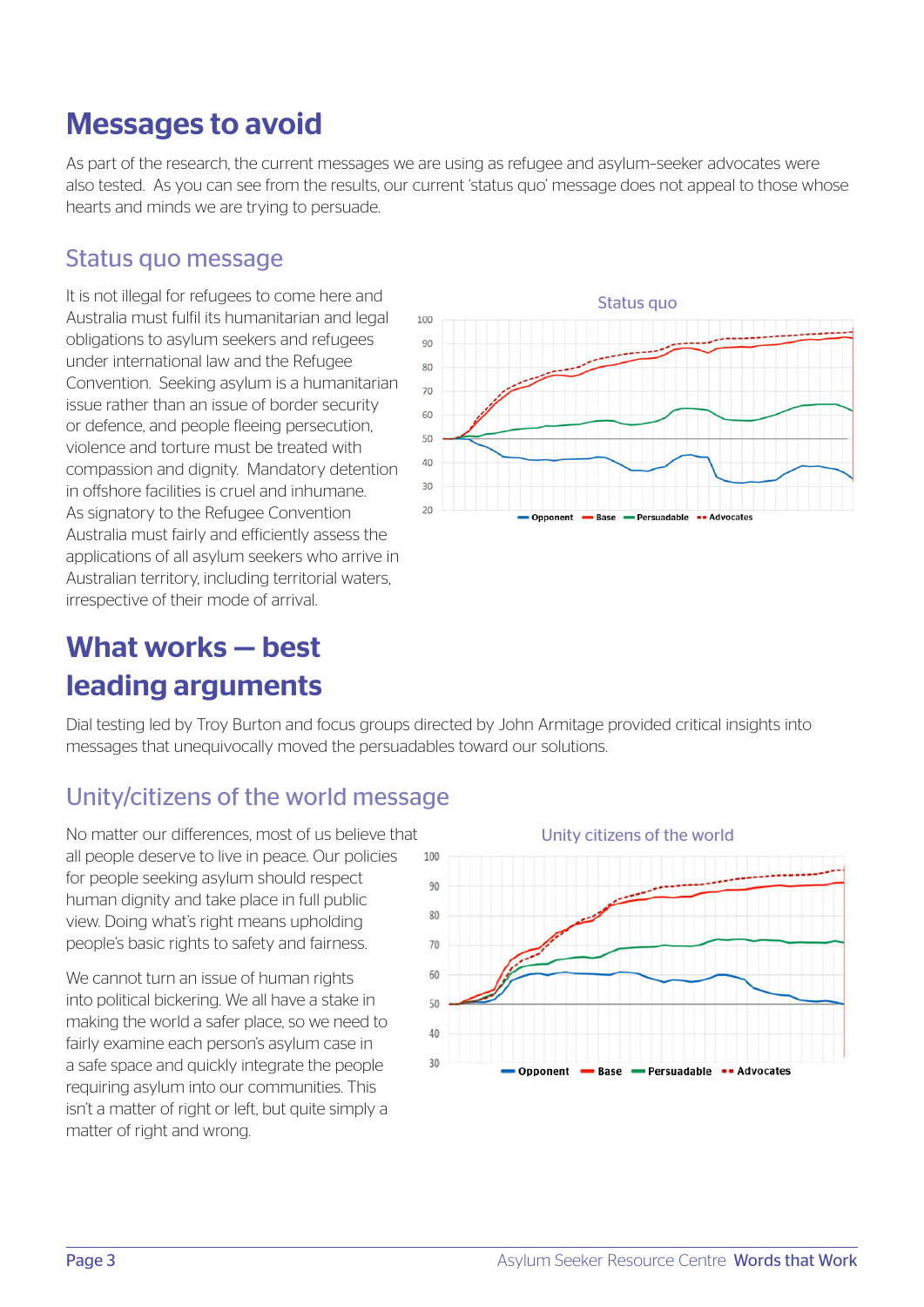# Messages to avoid

As part of the research, the current messages we are using as refugee and asylum-seeker advocates were also tested. As you can see from the results, our current 'status quo' message does not appeal to those whose hearts and minds we are trying to persuade.

## Status quo message

It is not illegal for refugees to come here and Australia must fulfil its humanitarian and legal obligations to asylum seekers and refugees under international law and the Refugee Convention. Seeking asylum is a humanitarian issue rather than an issue of border security or defence, and people fleeing persecution, violence and torture must be treated with compassion and dignity. Mandatory detention in offshore facilities is cruel and inhumane. As signatory to the Refugee Convention Australia must fairly and efficiently assess the applications of all asylum seekers who arrive in Australian territory, including territorial waters, irrespective of their mode of arrival.

Status quo

Opponent, Base, Persuadable, Advocates

# What works — best leading arguments

Dial testing led by Troy Burton and focus groups directed by John Armitage provided critical insights into messages that unequivocally moved the persuadables toward our solutions.

## Unity/citizens of the world message

No matter our differences, most of us believe that all people deserve to live in peace. Our policies for people seeking asylum should respect human dignity and take place in full public view. Doing what's right means upholding people's basic rights to safety and fairness.

We cannot turn an issue of human rights into political bickering. We all have a stake in making the world a safer place, so we need to fairly examine each person's asylum case in a safe space and quickly integrate the people requiring asylum into our communities. This isn't a matter of right or left, but quite simply a matter of right and wrong.

Unity citizens of the world

Opponent, Base, Persuadable, Advocates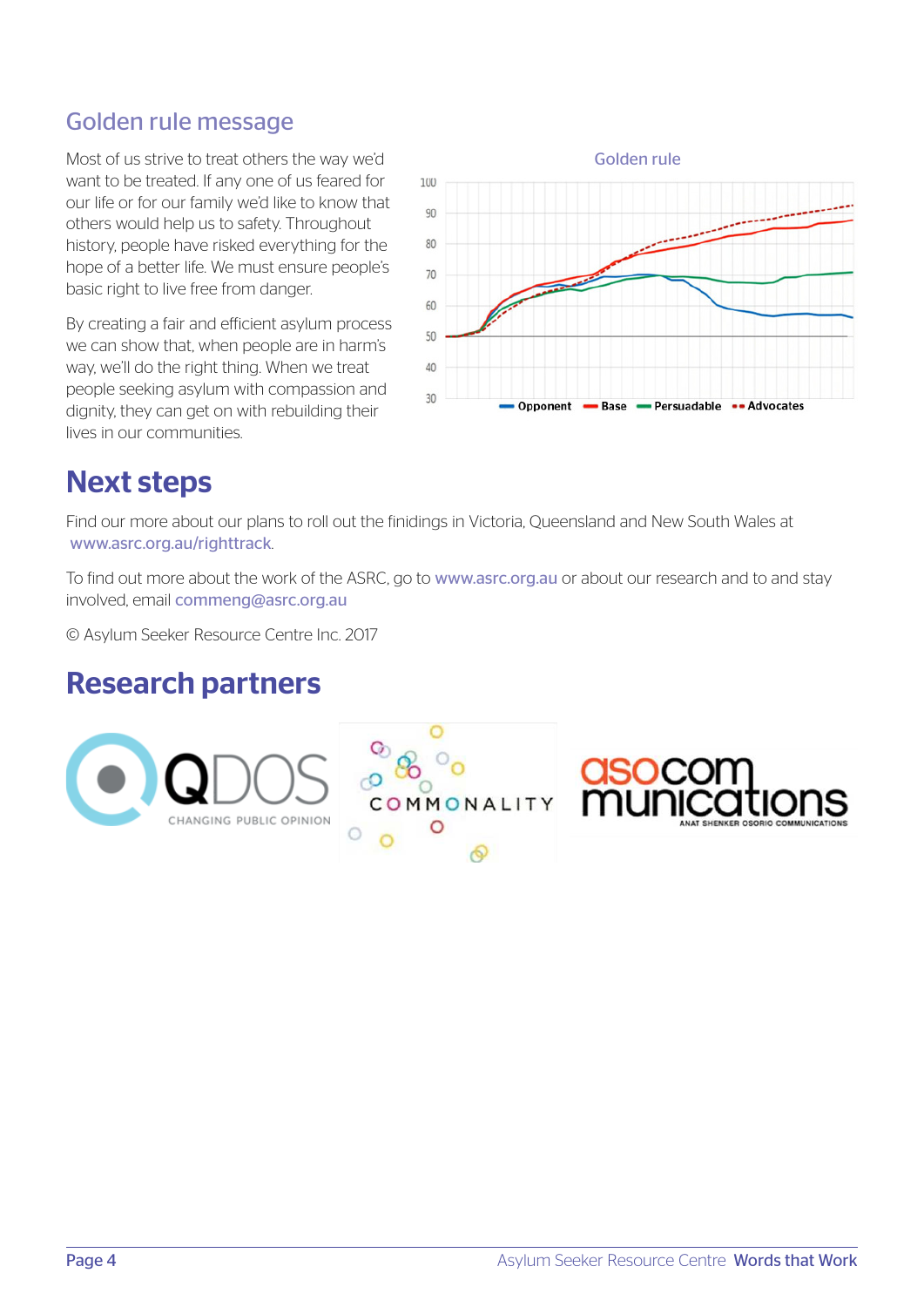## Golden rule message

Most of us strive to treat others the way we'd want to be treated. If any one of us feared for our life or for our family we'd like to know that others would help us to safety. Throughout history, people have risked everything for the hope of a better life. We must ensure people's basic right to live free from danger.

By creating a fair and efficient asylum process we can show that, when people are in harm's way, we'll do the right thing. When we treat people seeking asylum with compassion and dignity, they can get on with rebuilding their lives in our communities.

Golden rule

100
90
80
70
60
50
40
30

Opponent
Base
Persuadable
Advocates

# Next steps

Find our more about our plans to roll out the finidings in Victoria, Queensland and New South Wales at www.asrc.org.au/righttrack.

To find out more about the work of the ASRC, go to www.asrc.org.au or about our research and to and stay involved, email commeng@asrc.org.au

© Asylum Seeker Resource Centre Inc. 2017

# Research partners

QDOS
CHANGING PUBLIC OPINION

COMMONALITY

asocommunications
ANAT SHENKER OSORIO COMMUNICATIONS